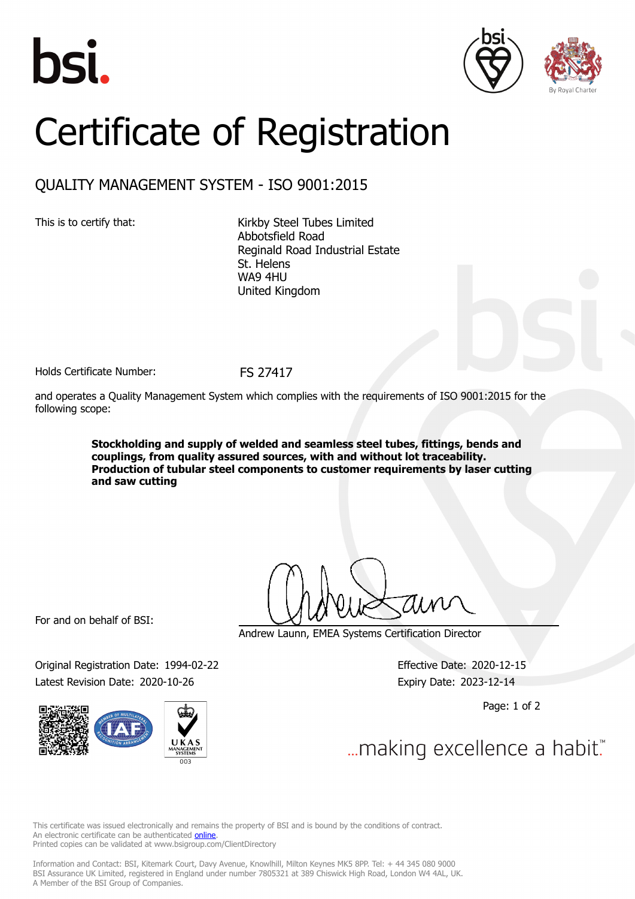bsi.

By Royal Charter

# Certificate of Registration

## QUALITY MANAGEMENT SYSTEM - ISO 9001:2015

This is to certify that:

Kirkby Steel Tubes Limited
Abbotsfield Road
Reginald Road Industrial Estate
St. Helens
WA9 4HU
United Kingdom

Holds Certificate Number: FS 27417

and operates a Quality Management System which complies with the requirements of ISO 9001:2015 for the following scope:

**Stockholding and supply of welded and seamless steel tubes, fittings, bends and couplings, from quality assured sources, with and without lot traceability. Production of tubular steel components to customer requirements by laser cutting and saw cutting**

For and on behalf of BSI:

Andrew Launn, EMEA Systems Certification Director

Original Registration Date: 1994-02-22
Latest Revision Date: 2020-10-26

Effective Date: 2020-12-15
Expiry Date: 2023-12-14

UKAS MANAGEMENT SYSTEMS 003

...making excellence a habit.™

This certificate was issued electronically and remains the property of BSI and is bound by the conditions of contract.
An electronic certificate can be authenticated online.
Printed copies can be validated at www.bsigroup.com/ClientDirectory

Information and Contact: BSI, Kitemark Court, Davy Avenue, Knowlhill, Milton Keynes MK5 8PP. Tel: + 44 345 080 9000
BSI Assurance UK Limited, registered in England under number 7805321 at 389 Chiswick High Road, London W4 4AL, UK.
A Member of the BSI Group of Companies.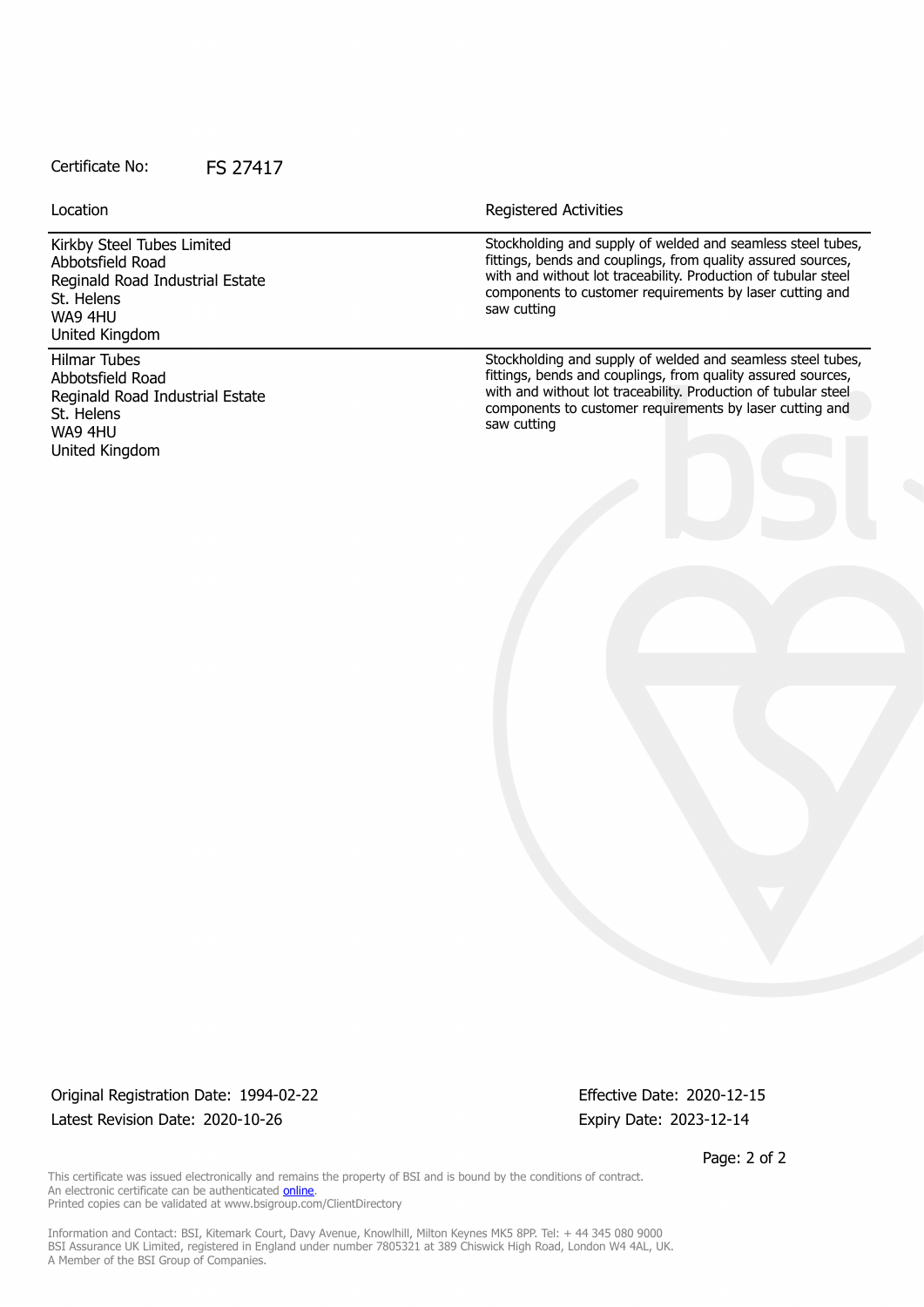Certificate No: FS 27417

| Location | Registered Activities |
| --- | --- |
| Kirkby Steel Tubes Limited<br>Abbotsfield Road<br>Reginald Road Industrial Estate<br>St. Helens<br>WA9 4HU<br>United Kingdom | Stockholding and supply of welded and seamless steel tubes, fittings, bends and couplings, from quality assured sources, with and without lot traceability. Production of tubular steel components to customer requirements by laser cutting and saw cutting |
| Hilmar Tubes<br>Abbotsfield Road<br>Reginald Road Industrial Estate<br>St. Helens<br>WA9 4HU<br>United Kingdom | Stockholding and supply of welded and seamless steel tubes, fittings, bends and couplings, from quality assured sources, with and without lot traceability. Production of tubular steel components to customer requirements by laser cutting and saw cutting |

Original Registration Date: 1994-02-22

Latest Revision Date: 2020-10-26

Effective Date: 2020-12-15

Expiry Date: 2023-12-14

This certificate was issued electronically and remains the property of BSI and is bound by the conditions of contract.
An electronic certificate can be authenticated online.
Printed copies can be validated at www.bsigroup.com/ClientDirectory

Information and Contact: BSI, Kitemark Court, Davy Avenue, Knowlhill, Milton Keynes MK5 8PP. Tel: + 44 345 080 9000
BSI Assurance UK Limited, registered in England under number 7805321 at 389 Chiswick High Road, London W4 4AL, UK.
A Member of the BSI Group of Companies.